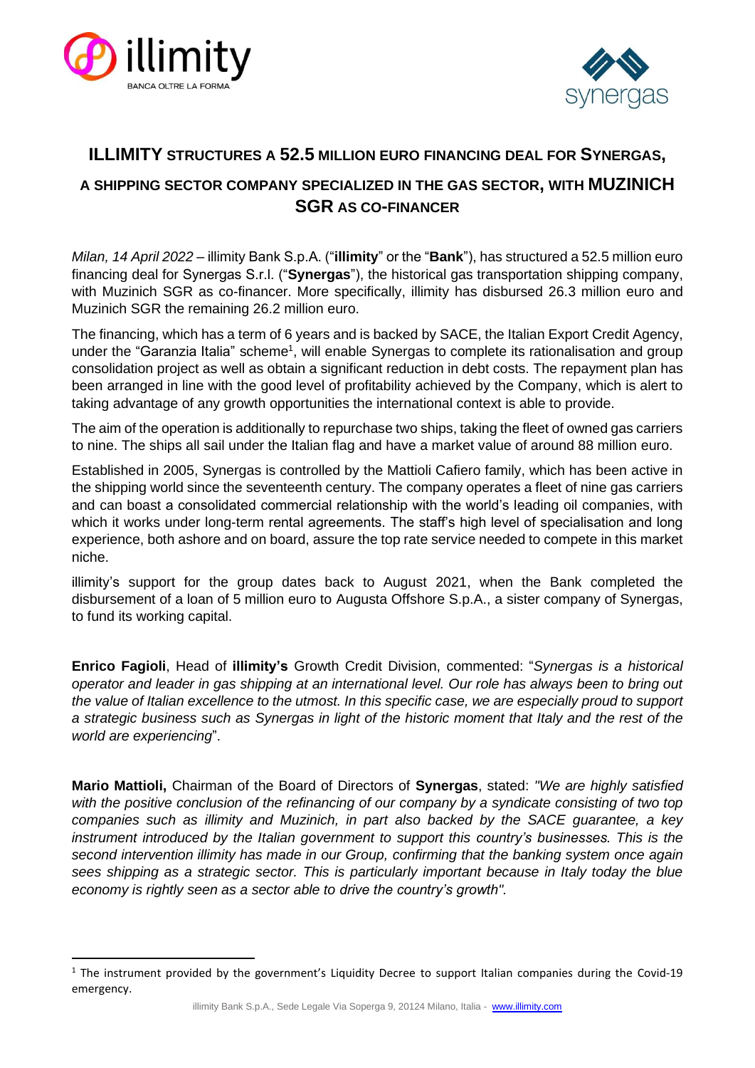# ILLIMITY STRUCTURES A 52.5 MILLION EURO FINANCING DEAL FOR SYNERGAS, A SHIPPING SECTOR COMPANY SPECIALIZED IN THE GAS SECTOR, WITH MUZINICH SGR AS CO-FINANCER

*Milan, 14 April 2022* – illimity Bank S.p.A. ("**illimity**" or the "**Bank**"), has structured a 52.5 million euro financing deal for Synergas S.r.l. ("**Synergas**"), the historical gas transportation shipping company, with Muzinich SGR as co-financer. More specifically, illimity has disbursed 26.3 million euro and Muzinich SGR the remaining 26.2 million euro.

The financing, which has a term of 6 years and is backed by SACE, the Italian Export Credit Agency, under the "Garanzia Italia" scheme[1], will enable Synergas to complete its rationalisation and group consolidation project as well as obtain a significant reduction in debt costs. The repayment plan has been arranged in line with the good level of profitability achieved by the Company, which is alert to taking advantage of any growth opportunities the international context is able to provide.

The aim of the operation is additionally to repurchase two ships, taking the fleet of owned gas carriers to nine. The ships all sail under the Italian flag and have a market value of around 88 million euro.

Established in 2005, Synergas is controlled by the Mattioli Cafiero family, which has been active in the shipping world since the seventeenth century. The company operates a fleet of nine gas carriers and can boast a consolidated commercial relationship with the world's leading oil companies, with which it works under long-term rental agreements. The staff's high level of specialisation and long experience, both ashore and on board, assure the top rate service needed to compete in this market niche.

illimity's support for the group dates back to August 2021, when the Bank completed the disbursement of a loan of 5 million euro to Augusta Offshore S.p.A., a sister company of Synergas, to fund its working capital.

**Enrico Fagioli**, Head of **illimity's** Growth Credit Division, commented: "*Synergas is a historical operator and leader in gas shipping at an international level. Our role has always been to bring out the value of Italian excellence to the utmost. In this specific case, we are especially proud to support a strategic business such as Synergas in light of the historic moment that Italy and the rest of the world are experiencing*".

**Mario Mattioli,** Chairman of the Board of Directors of **Synergas**, stated: *"We are highly satisfied with the positive conclusion of the refinancing of our company by a syndicate consisting of two top companies such as illimity and Muzinich, in part also backed by the SACE guarantee, a key instrument introduced by the Italian government to support this country's businesses. This is the second intervention illimity has made in our Group, confirming that the banking system once again sees shipping as a strategic sector. This is particularly important because in Italy today the blue economy is rightly seen as a sector able to drive the country's growth".*

---

[1] The instrument provided by the government's Liquidity Decree to support Italian companies during the Covid-19 emergency.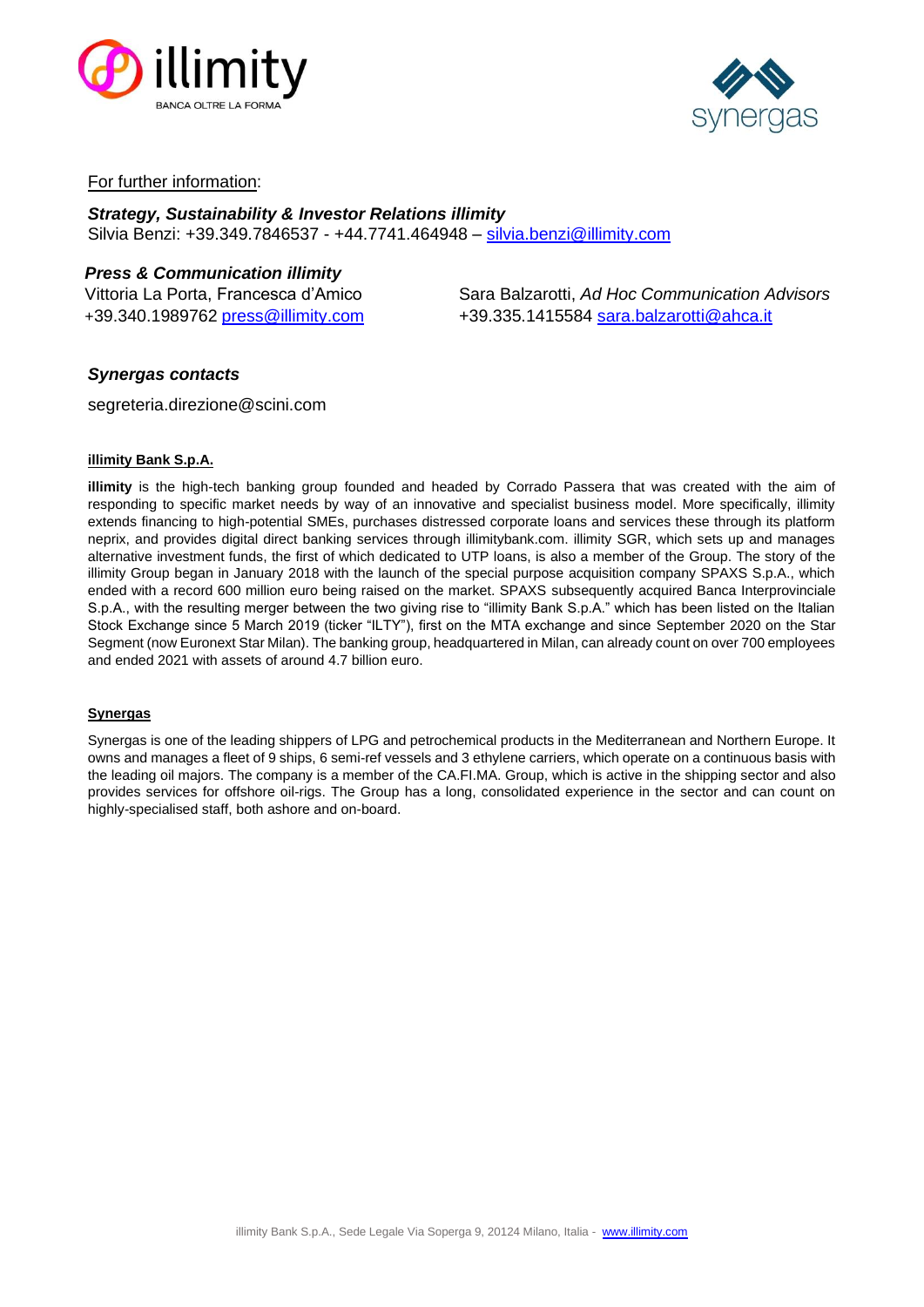For further information:

***Strategy, Sustainability & Investor Relations illimity***

Silvia Benzi: +39.349.7846537 - +44.7741.464948 – silvia.benzi@illimity.com

***Press & Communication illimity***

Vittoria La Porta, Francesca d'Amico
+39.340.1989762 press@illimity.com

Sara Balzarotti, *Ad Hoc Communication Advisors*
+39.335.1415584 sara.balzarotti@ahca.it

***Synergas contacts***

segreteria.direzione@scini.com

**illimity Bank S.p.A.**

**illimity** is the high-tech banking group founded and headed by Corrado Passera that was created with the aim of responding to specific market needs by way of an innovative and specialist business model. More specifically, illimity extends financing to high-potential SMEs, purchases distressed corporate loans and services these through its platform neprix, and provides digital direct banking services through illimitybank.com. illimity SGR, which sets up and manages alternative investment funds, the first of which dedicated to UTP loans, is also a member of the Group. The story of the illimity Group began in January 2018 with the launch of the special purpose acquisition company SPAXS S.p.A., which ended with a record 600 million euro being raised on the market. SPAXS subsequently acquired Banca Interprovinciale S.p.A., with the resulting merger between the two giving rise to "illimity Bank S.p.A." which has been listed on the Italian Stock Exchange since 5 March 2019 (ticker "ILTY"), first on the MTA exchange and since September 2020 on the Star Segment (now Euronext Star Milan). The banking group, headquartered in Milan, can already count on over 700 employees and ended 2021 with assets of around 4.7 billion euro.

**Synergas**

Synergas is one of the leading shippers of LPG and petrochemical products in the Mediterranean and Northern Europe. It owns and manages a fleet of 9 ships, 6 semi-ref vessels and 3 ethylene carriers, which operate on a continuous basis with the leading oil majors. The company is a member of the CA.FI.MA. Group, which is active in the shipping sector and also provides services for offshore oil-rigs. The Group has a long, consolidated experience in the sector and can count on highly-specialised staff, both ashore and on-board.